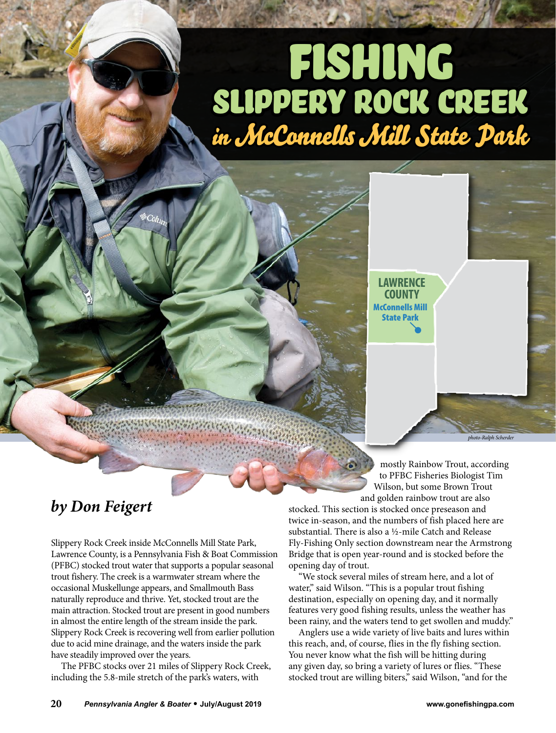# FISHING
## SLIPPERY ROCK CREEK
### *in McConnells Mill State Park*

LAWRENCE COUNTY
McConnells Mill State Park

photo-Ralph Scherder

*by Don Feigert*

Slippery Rock Creek inside McConnells Mill State Park, Lawrence County, is a Pennsylvania Fish & Boat Commission (PFBC) stocked trout water that supports a popular seasonal trout fishery. The creek is a warmwater stream where the occasional Muskellunge appears, and Smallmouth Bass naturally reproduce and thrive. Yet, stocked trout are the main attraction. Stocked trout are present in good numbers in almost the entire length of the stream inside the park. Slippery Rock Creek is recovering well from earlier pollution due to acid mine drainage, and the waters inside the park have steadily improved over the years.

The PFBC stocks over 21 miles of Slippery Rock Creek, including the 5.8-mile stretch of the park's waters, with mostly Rainbow Trout, according to PFBC Fisheries Biologist Tim Wilson, but some Brown Trout and golden rainbow trout are also stocked. This section is stocked once preseason and twice in-season, and the numbers of fish placed here are substantial. There is also a ½-mile Catch and Release Fly-Fishing Only section downstream near the Armstrong Bridge that is open year-round and is stocked before the opening day of trout.

"We stock several miles of stream here, and a lot of water," said Wilson. "This is a popular trout fishing destination, especially on opening day, and it normally features very good fishing results, unless the weather has been rainy, and the waters tend to get swollen and muddy."

Anglers use a wide variety of live baits and lures within this reach, and, of course, flies in the fly fishing section. You never know what the fish will be hitting during any given day, so bring a variety of lures or flies. "These stocked trout are willing biters," said Wilson, "and for the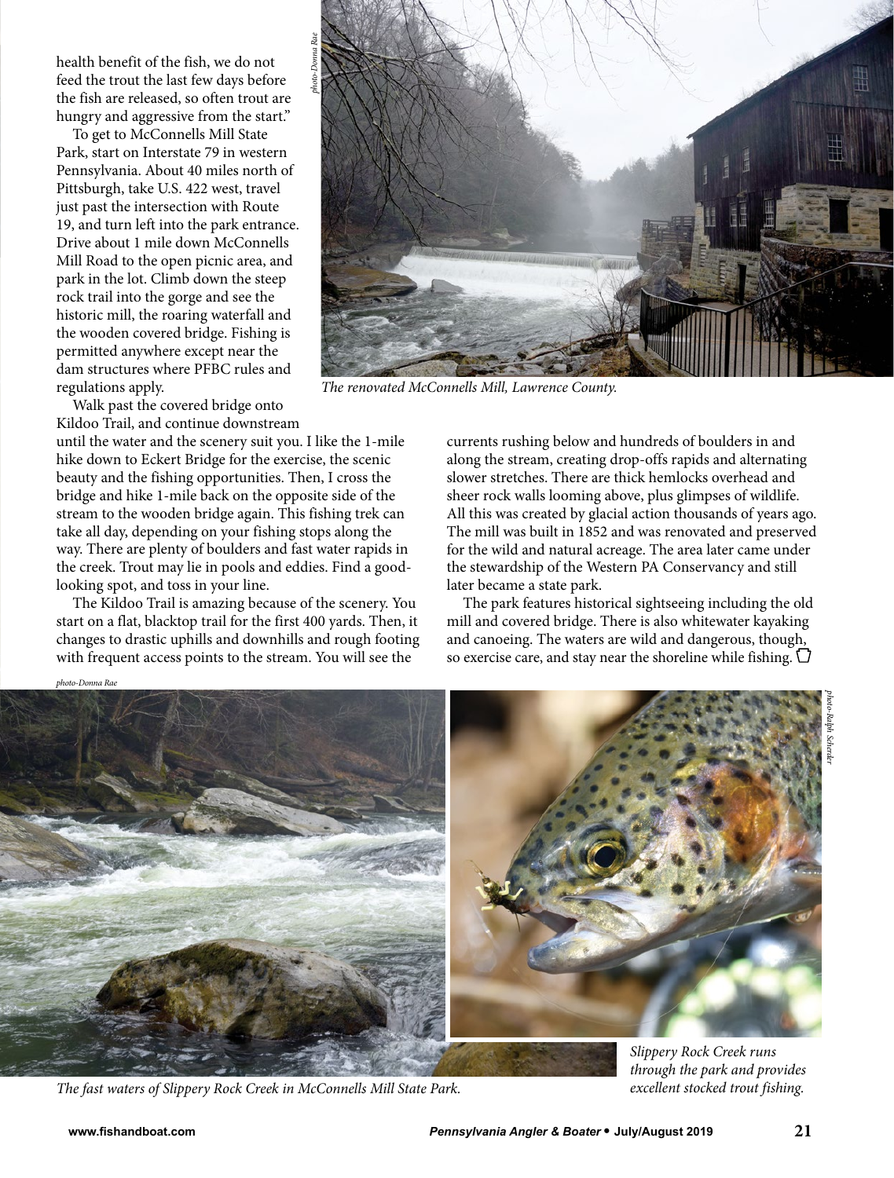health benefit of the fish, we do not feed the trout the last few days before the fish are released, so often trout are hungry and aggressive from the start."

To get to McConnells Mill State Park, start on Interstate 79 in western Pennsylvania. About 40 miles north of Pittsburgh, take U.S. 422 west, travel just past the intersection with Route 19, and turn left into the park entrance. Drive about 1 mile down McConnells Mill Road to the open picnic area, and park in the lot. Climb down the steep rock trail into the gorge and see the historic mill, the roaring waterfall and the wooden covered bridge. Fishing is permitted anywhere except near the dam structures where PFBC rules and regulations apply.

Walk past the covered bridge onto Kildoo Trail, and continue downstream until the water and the scenery suit you. I like the 1-mile hike down to Eckert Bridge for the exercise, the scenic beauty and the fishing opportunities. Then, I cross the bridge and hike 1-mile back on the opposite side of the stream to the wooden bridge again. This fishing trek can take all day, depending on your fishing stops along the way. There are plenty of boulders and fast water rapids in the creek. Trout may lie in pools and eddies. Find a good-looking spot, and toss in your line.

The Kildoo Trail is amazing because of the scenery. You start on a flat, blacktop trail for the first 400 yards. Then, it changes to drastic uphills and downhills and rough footing with frequent access points to the stream. You will see the currents rushing below and hundreds of boulders in and along the stream, creating drop-offs rapids and alternating slower stretches. There are thick hemlocks overhead and sheer rock walls looming above, plus glimpses of wildlife. All this was created by glacial action thousands of years ago. The mill was built in 1852 and was renovated and preserved for the wild and natural acreage. The area later came under the stewardship of the Western PA Conservancy and still later became a state park.

The park features historical sightseeing including the old mill and covered bridge. There is also whitewater kayaking and canoeing. The waters are wild and dangerous, though, so exercise care, and stay near the shoreline while fishing.

photo-Donna Rae

*The renovated McConnells Mill, Lawrence County.*

photo-Donna Rae

*The fast waters of Slippery Rock Creek in McConnells Mill State Park.*

photo-Ralph Scherder

*Slippery Rock Creek runs through the park and provides excellent stocked trout fishing.*